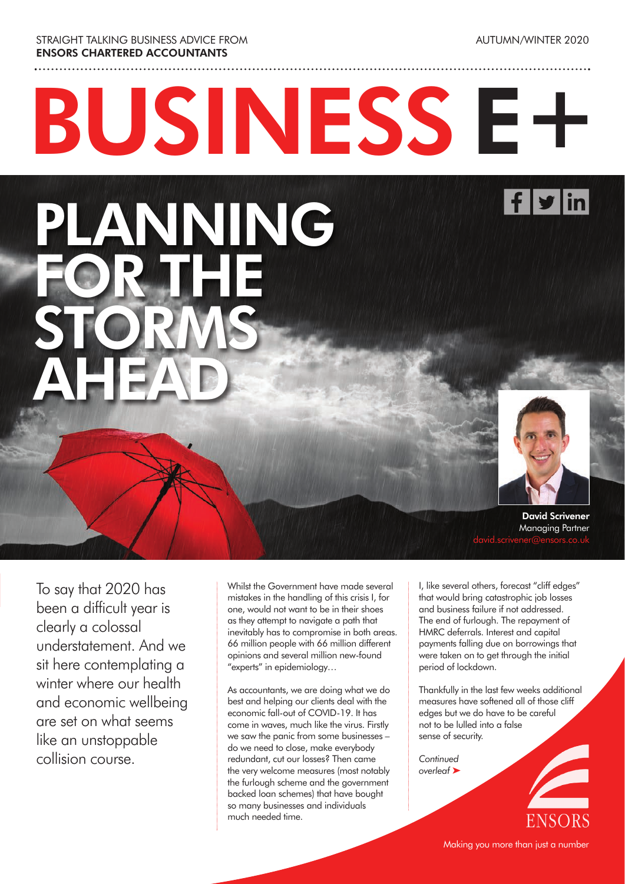STRAIGHT TALKING BUSINESS ADVICE FROM **ENSORS CHARTERED ACCOUNTANTS**

AUTUMN/WINTER 2020

# BUSINESS E+

# PLANNING FOR THE STORMS AHEAD

**David Scrivener**
Managing Partner
david.scrivener@ensors.co.uk

To say that 2020 has been a difficult year is clearly a colossal understatement. And we sit here contemplating a winter where our health and economic wellbeing are set on what seems like an unstoppable collision course.

Whilst the Government have made several mistakes in the handling of this crisis I, for one, would not want to be in their shoes as they attempt to navigate a path that inevitably has to compromise in both areas. 66 million people with 66 million different opinions and several million new-found "experts" in epidemiology…

As accountants, we are doing what we do best and helping our clients deal with the economic fall-out of COVID-19. It has come in waves, much like the virus. Firstly we saw the panic from some businesses – do we need to close, make everybody redundant, cut our losses? Then came the very welcome measures (most notably the furlough scheme and the government backed loan schemes) that have bought so many businesses and individuals much needed time.

I, like several others, forecast "cliff edges" that would bring catastrophic job losses and business failure if not addressed. The end of furlough. The repayment of HMRC deferrals. Interest and capital payments falling due on borrowings that were taken on to get through the initial period of lockdown.

Thankfully in the last few weeks additional measures have softened all of those cliff edges but we do have to be careful not to be lulled into a false sense of security.

*Continued overleaf* ➤

ENSORS

Making you more than just a number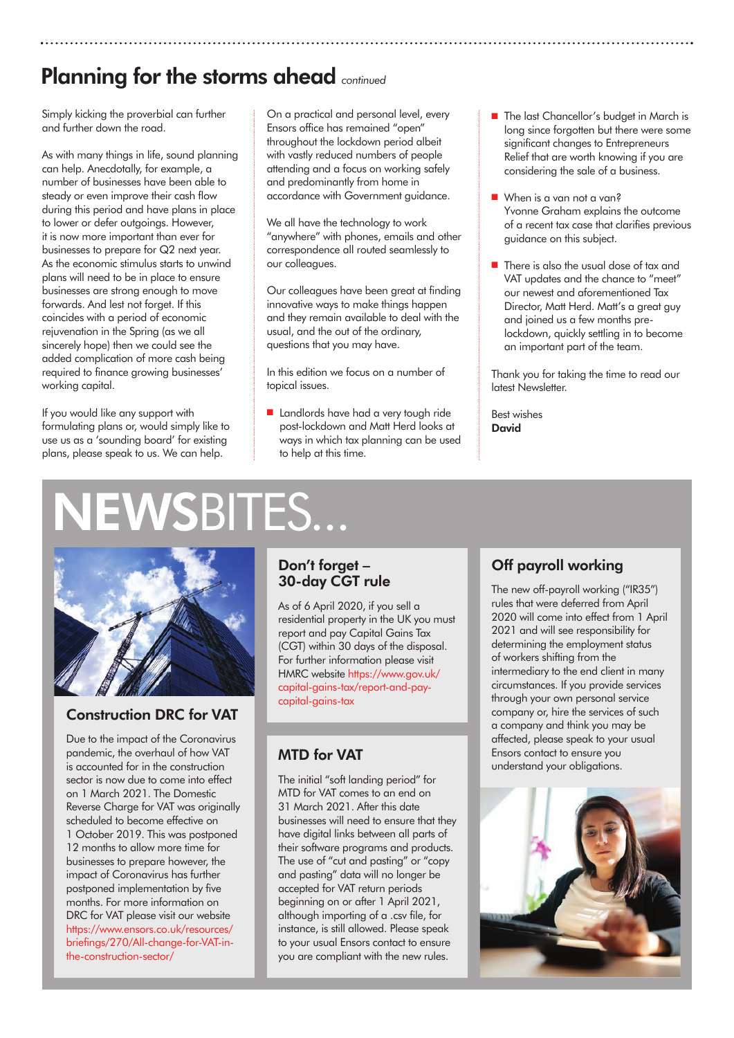## Planning for the storms ahead *continued*

Simply kicking the proverbial can further and further down the road.

As with many things in life, sound planning can help. Anecdotally, for example, a number of businesses have been able to steady or even improve their cash flow during this period and have plans in place to lower or defer outgoings. However, it is now more important than ever for businesses to prepare for Q2 next year. As the economic stimulus starts to unwind plans will need to be in place to ensure businesses are strong enough to move forwards. And lest not forget. If this coincides with a period of economic rejuvenation in the Spring (as we all sincerely hope) then we could see the added complication of more cash being required to finance growing businesses' working capital.

If you would like any support with formulating plans or, would simply like to use us as a 'sounding board' for existing plans, please speak to us. We can help.

On a practical and personal level, every Ensors office has remained "open" throughout the lockdown period albeit with vastly reduced numbers of people attending and a focus on working safely and predominantly from home in accordance with Government guidance.

We all have the technology to work "anywhere" with phones, emails and other correspondence all routed seamlessly to our colleagues.

Our colleagues have been great at finding innovative ways to make things happen and they remain available to deal with the usual, and the out of the ordinary, questions that you may have.

In this edition we focus on a number of topical issues.

- Landlords have had a very tough ride post-lockdown and Matt Herd looks at ways in which tax planning can be used to help at this time.
- The last Chancellor's budget in March is long since forgotten but there were some significant changes to Entrepreneurs Relief that are worth knowing if you are considering the sale of a business.
- When is a van not a van? Yvonne Graham explains the outcome of a recent tax case that clarifies previous guidance on this subject.
- There is also the usual dose of tax and VAT updates and the chance to "meet" our newest and aforementioned Tax Director, Matt Herd. Matt's a great guy and joined us a few months pre-lockdown, quickly settling in to become an important part of the team.

Thank you for taking the time to read our latest Newsletter.

Best wishes
**David**

# NEWSBITES...

### Construction DRC for VAT

Due to the impact of the Coronavirus pandemic, the overhaul of how VAT is accounted for in the construction sector is now due to come into effect on 1 March 2021. The Domestic Reverse Charge for VAT was originally scheduled to become effective on 1 October 2019. This was postponed 12 months to allow more time for businesses to prepare however, the impact of Coronavirus has further postponed implementation by five months. For more information on DRC for VAT please visit our website https://www.ensors.co.uk/resources/briefings/270/All-change-for-VAT-in-the-construction-sector/

### Don't forget – 30-day CGT rule

As of 6 April 2020, if you sell a residential property in the UK you must report and pay Capital Gains Tax (CGT) within 30 days of the disposal. For further information please visit HMRC website https://www.gov.uk/capital-gains-tax/report-and-pay-capital-gains-tax

### MTD for VAT

The initial "soft landing period" for MTD for VAT comes to an end on 31 March 2021. After this date businesses will need to ensure that they have digital links between all parts of their software programs and products. The use of "cut and pasting" or "copy and pasting" data will no longer be accepted for VAT return periods beginning on or after 1 April 2021, although importing of a .csv file, for instance, is still allowed. Please speak to your usual Ensors contact to ensure you are compliant with the new rules.

### Off payroll working

The new off-payroll working ("IR35") rules that were deferred from April 2020 will come into effect from 1 April 2021 and will see responsibility for determining the employment status of workers shifting from the intermediary to the end client in many circumstances. If you provide services through your own personal service company or, hire the services of such a company and think you may be affected, please speak to your usual Ensors contact to ensure you understand your obligations.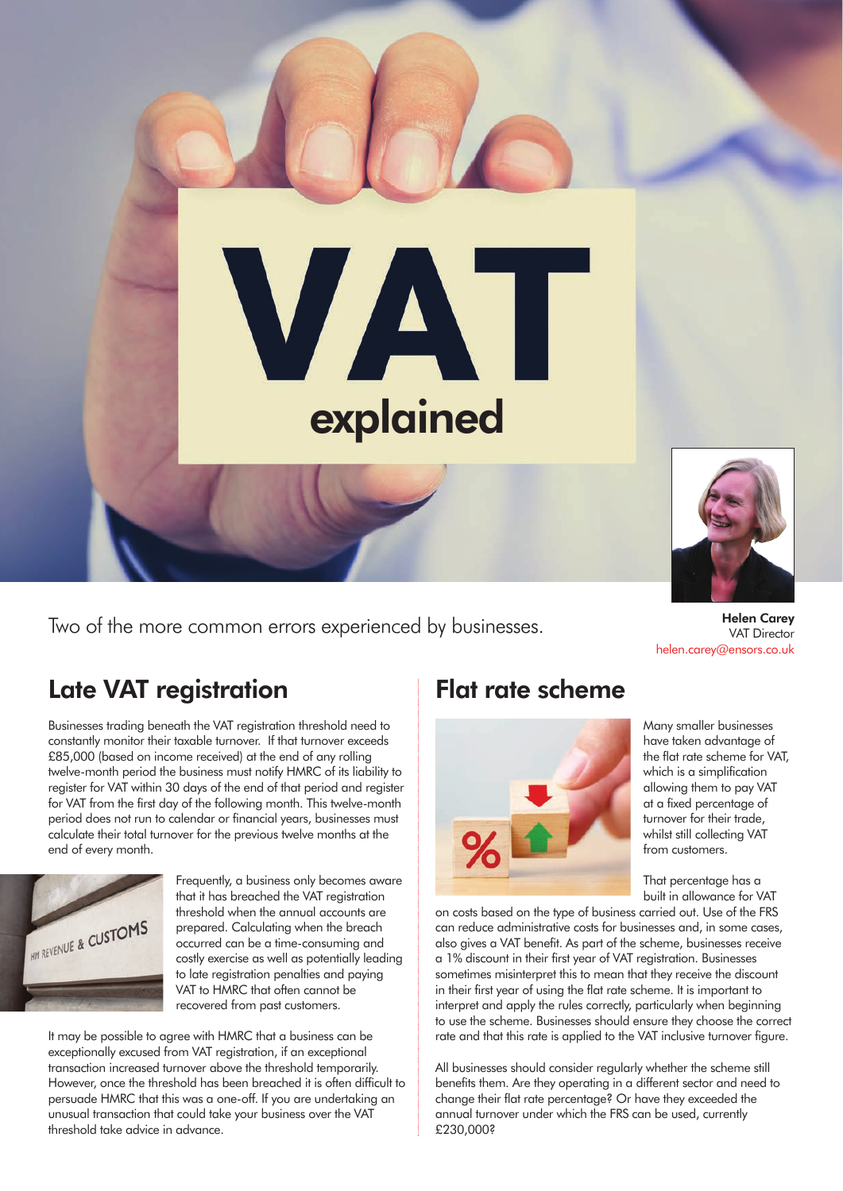# VAT explained

Two of the more common errors experienced by businesses.

**Helen Carey**
VAT Director
helen.carey@ensors.co.uk

## Late VAT registration

Businesses trading beneath the VAT registration threshold need to constantly monitor their taxable turnover. If that turnover exceeds £85,000 (based on income received) at the end of any rolling twelve-month period the business must notify HMRC of its liability to register for VAT within 30 days of the end of that period and register for VAT from the first day of the following month. This twelve-month period does not run to calendar or financial years, businesses must calculate their total turnover for the previous twelve months at the end of every month.

Frequently, a business only becomes aware that it has breached the VAT registration threshold when the annual accounts are prepared. Calculating when the breach occurred can be a time-consuming and costly exercise as well as potentially leading to late registration penalties and paying VAT to HMRC that often cannot be recovered from past customers.

It may be possible to agree with HMRC that a business can be exceptionally excused from VAT registration, if an exceptional transaction increased turnover above the threshold temporarily. However, once the threshold has been breached it is often difficult to persuade HMRC that this was a one-off. If you are undertaking an unusual transaction that could take your business over the VAT threshold take advice in advance.

## Flat rate scheme

Many smaller businesses have taken advantage of the flat rate scheme for VAT, which is a simplification allowing them to pay VAT at a fixed percentage of turnover for their trade, whilst still collecting VAT from customers.

That percentage has a built in allowance for VAT on costs based on the type of business carried out. Use of the FRS can reduce administrative costs for businesses and, in some cases, also gives a VAT benefit. As part of the scheme, businesses receive a 1% discount in their first year of VAT registration. Businesses sometimes misinterpret this to mean that they receive the discount in their first year of using the flat rate scheme. It is important to interpret and apply the rules correctly, particularly when beginning to use the scheme. Businesses should ensure they choose the correct rate and that this rate is applied to the VAT inclusive turnover figure.

All businesses should consider regularly whether the scheme still benefits them. Are they operating in a different sector and need to change their flat rate percentage? Or have they exceeded the annual turnover under which the FRS can be used, currently £230,000?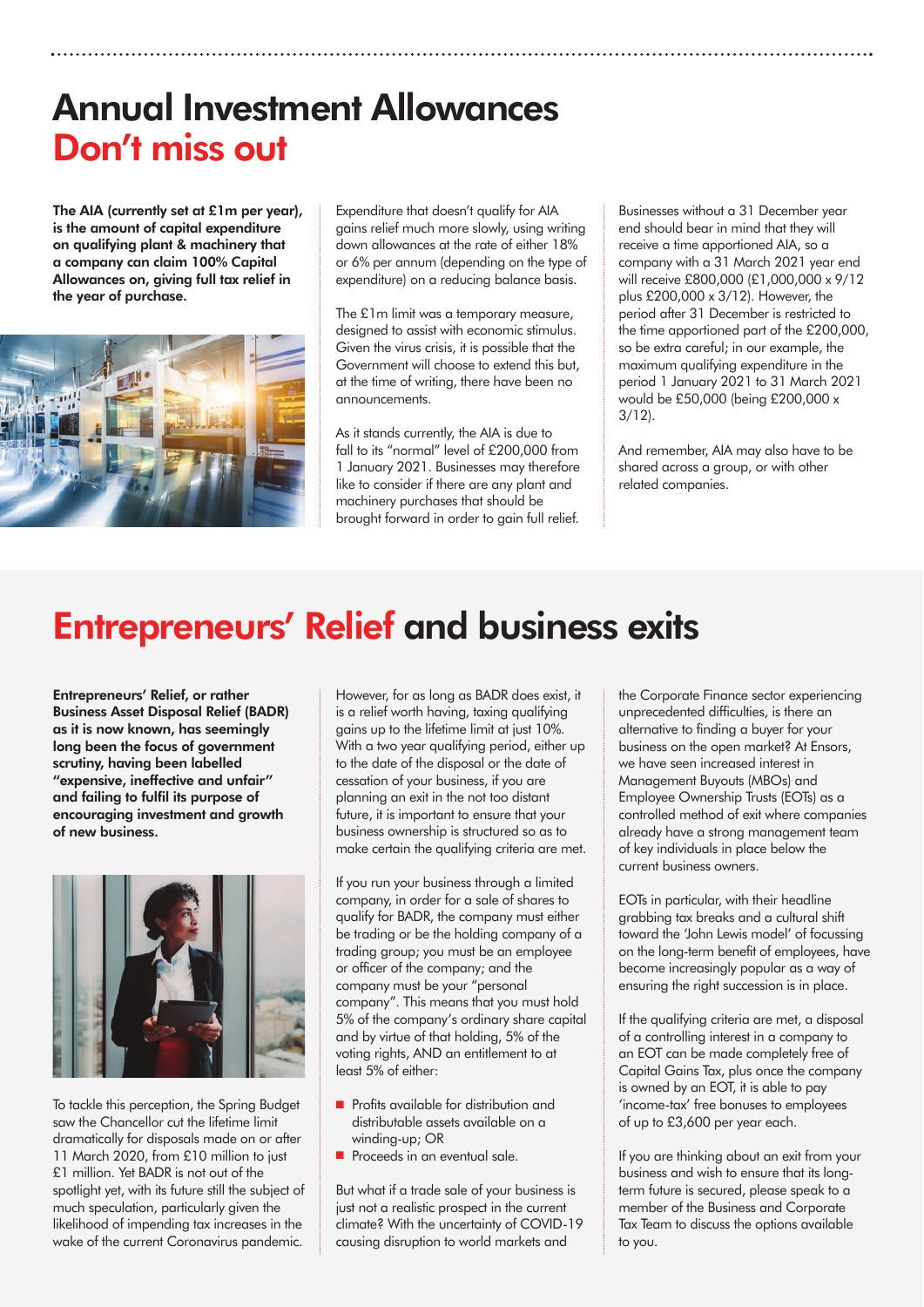# Annual Investment Allowances
## Don't miss out

**The AIA (currently set at £1m per year), is the amount of capital expenditure on qualifying plant & machinery that a company can claim 100% Capital Allowances on, giving full tax relief in the year of purchase.**

Expenditure that doesn't qualify for AIA gains relief much more slowly, using writing down allowances at the rate of either 18% or 6% per annum (depending on the type of expenditure) on a reducing balance basis.

The £1m limit was a temporary measure, designed to assist with economic stimulus. Given the virus crisis, it is possible that the Government will choose to extend this but, at the time of writing, there have been no announcements.

As it stands currently, the AIA is due to fall to its "normal" level of £200,000 from 1 January 2021. Businesses may therefore like to consider if there are any plant and machinery purchases that should be brought forward in order to gain full relief.

Businesses without a 31 December year end should bear in mind that they will receive a time apportioned AIA, so a company with a 31 March 2021 year end will receive £800,000 (£1,000,000 x 9/12 plus £200,000 x 3/12). However, the period after 31 December is restricted to the time apportioned part of the £200,000, so be extra careful; in our example, the maximum qualifying expenditure in the period 1 January 2021 to 31 March 2021 would be £50,000 (being £200,000 x 3/12).

And remember, AIA may also have to be shared across a group, or with other related companies.

# Entrepreneurs' Relief and business exits

**Entrepreneurs' Relief, or rather Business Asset Disposal Relief (BADR) as it is now known, has seemingly long been the focus of government scrutiny, having been labelled "expensive, ineffective and unfair" and failing to fulfil its purpose of encouraging investment and growth of new business.**

To tackle this perception, the Spring Budget saw the Chancellor cut the lifetime limit dramatically for disposals made on or after 11 March 2020, from £10 million to just £1 million. Yet BADR is not out of the spotlight yet, with its future still the subject of much speculation, particularly given the likelihood of impending tax increases in the wake of the current Coronavirus pandemic.

However, for as long as BADR does exist, it is a relief worth having, taxing qualifying gains up to the lifetime limit at just 10%. With a two year qualifying period, either up to the date of the disposal or the date of cessation of your business, if you are planning an exit in the not too distant future, it is important to ensure that your business ownership is structured so as to make certain the qualifying criteria are met.

If you run your business through a limited company, in order for a sale of shares to qualify for BADR, the company must either be trading or be the holding company of a trading group; you must be an employee or officer of the company; and the company must be your "personal company". This means that you must hold 5% of the company's ordinary share capital and by virtue of that holding, 5% of the voting rights, AND an entitlement to at least 5% of either:

- Profits available for distribution and distributable assets available on a winding-up; OR
- Proceeds in an eventual sale.

But what if a trade sale of your business is just not a realistic prospect in the current climate? With the uncertainty of COVID-19 causing disruption to world markets and the Corporate Finance sector experiencing unprecedented difficulties, is there an alternative to finding a buyer for your business on the open market? At Ensors, we have seen increased interest in Management Buyouts (MBOs) and Employee Ownership Trusts (EOTs) as a controlled method of exit where companies already have a strong management team of key individuals in place below the current business owners.

EOTs in particular, with their headline grabbing tax breaks and a cultural shift toward the 'John Lewis model' of focussing on the long-term benefit of employees, have become increasingly popular as a way of ensuring the right succession is in place.

If the qualifying criteria are met, a disposal of a controlling interest in a company to an EOT can be made completely free of Capital Gains Tax, plus once the company is owned by an EOT, it is able to pay 'income-tax' free bonuses to employees of up to £3,600 per year each.

If you are thinking about an exit from your business and wish to ensure that its long-term future is secured, please speak to a member of the Business and Corporate Tax Team to discuss the options available to you.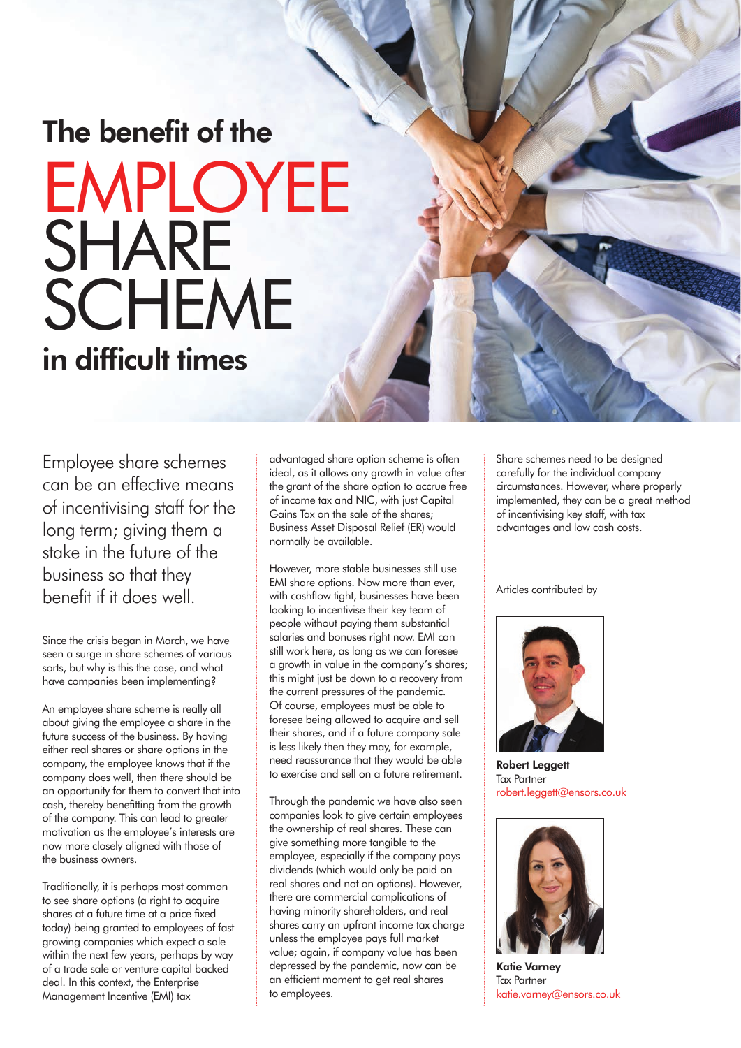# The benefit of the EMPLOYEE SHARE SCHEME in difficult times

Employee share schemes can be an effective means of incentivising staff for the long term; giving them a stake in the future of the business so that they benefit if it does well.

Since the crisis began in March, we have seen a surge in share schemes of various sorts, but why is this the case, and what have companies been implementing?

An employee share scheme is really all about giving the employee a share in the future success of the business. By having either real shares or share options in the company, the employee knows that if the company does well, then there should be an opportunity for them to convert that into cash, thereby benefitting from the growth of the company. This can lead to greater motivation as the employee's interests are now more closely aligned with those of the business owners.

Traditionally, it is perhaps most common to see share options (a right to acquire shares at a future time at a price fixed today) being granted to employees of fast growing companies which expect a sale within the next few years, perhaps by way of a trade sale or venture capital backed deal. In this context, the Enterprise Management Incentive (EMI) tax advantaged share option scheme is often ideal, as it allows any growth in value after the grant of the share option to accrue free of income tax and NIC, with just Capital Gains Tax on the sale of the shares; Business Asset Disposal Relief (ER) would normally be available.

However, more stable businesses still use EMI share options. Now more than ever, with cashflow tight, businesses have been looking to incentivise their key team of people without paying them substantial salaries and bonuses right now. EMI can still work here, as long as we can foresee a growth in value in the company's shares; this might just be down to a recovery from the current pressures of the pandemic. Of course, employees must be able to foresee being allowed to acquire and sell their shares, and if a future company sale is less likely then they may, for example, need reassurance that they would be able to exercise and sell on a future retirement.

Through the pandemic we have also seen companies look to give certain employees the ownership of real shares. These can give something more tangible to the employee, especially if the company pays dividends (which would only be paid on real shares and not on options). However, there are commercial complications of having minority shareholders, and real shares carry an upfront income tax charge unless the employee pays full market value; again, if company value has been depressed by the pandemic, now can be an efficient moment to get real shares to employees.

Share schemes need to be designed carefully for the individual company circumstances. However, where properly implemented, they can be a great method of incentivising key staff, with tax advantages and low cash costs.

Articles contributed by

**Robert Leggett**
Tax Partner
robert.leggett@ensors.co.uk

**Katie Varney**
Tax Partner
katie.varney@ensors.co.uk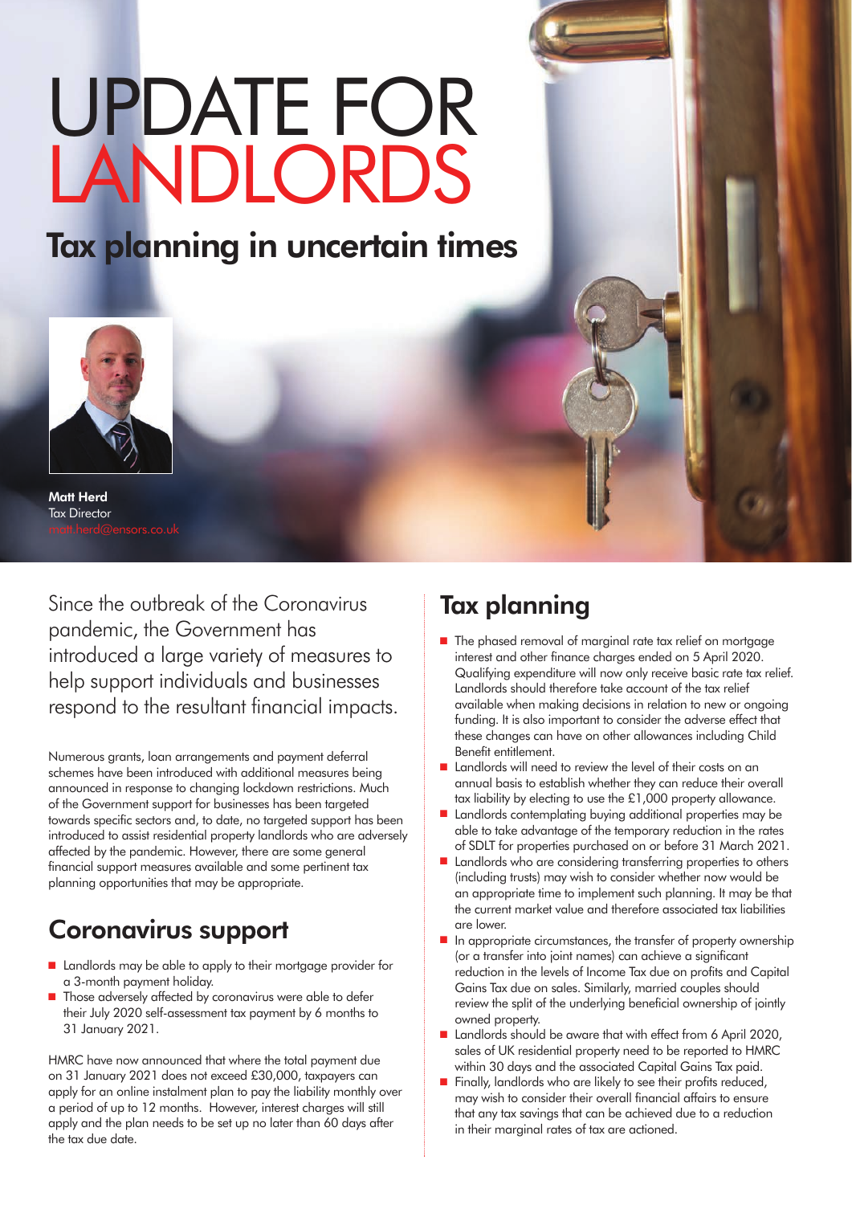# UPDATE FOR LANDLORDS

## Tax planning in uncertain times

**Matt Herd**
Tax Director
matt.herd@ensors.co.uk

Since the outbreak of the Coronavirus pandemic, the Government has introduced a large variety of measures to help support individuals and businesses respond to the resultant financial impacts.

Numerous grants, loan arrangements and payment deferral schemes have been introduced with additional measures being announced in response to changing lockdown restrictions. Much of the Government support for businesses has been targeted towards specific sectors and, to date, no targeted support has been introduced to assist residential property landlords who are adversely affected by the pandemic. However, there are some general financial support measures available and some pertinent tax planning opportunities that may be appropriate.

## Coronavirus support

- Landlords may be able to apply to their mortgage provider for a 3-month payment holiday.
- Those adversely affected by coronavirus were able to defer their July 2020 self-assessment tax payment by 6 months to 31 January 2021.

HMRC have now announced that where the total payment due on 31 January 2021 does not exceed £30,000, taxpayers can apply for an online instalment plan to pay the liability monthly over a period of up to 12 months. However, interest charges will still apply and the plan needs to be set up no later than 60 days after the tax due date.

## Tax planning

- The phased removal of marginal rate tax relief on mortgage interest and other finance charges ended on 5 April 2020. Qualifying expenditure will now only receive basic rate tax relief. Landlords should therefore take account of the tax relief available when making decisions in relation to new or ongoing funding. It is also important to consider the adverse effect that these changes can have on other allowances including Child Benefit entitlement.
- Landlords will need to review the level of their costs on an annual basis to establish whether they can reduce their overall tax liability by electing to use the £1,000 property allowance.
- Landlords contemplating buying additional properties may be able to take advantage of the temporary reduction in the rates of SDLT for properties purchased on or before 31 March 2021.
- Landlords who are considering transferring properties to others (including trusts) may wish to consider whether now would be an appropriate time to implement such planning. It may be that the current market value and therefore associated tax liabilities are lower.
- In appropriate circumstances, the transfer of property ownership (or a transfer into joint names) can achieve a significant reduction in the levels of Income Tax due on profits and Capital Gains Tax due on sales. Similarly, married couples should review the split of the underlying beneficial ownership of jointly owned property.
- Landlords should be aware that with effect from 6 April 2020, sales of UK residential property need to be reported to HMRC within 30 days and the associated Capital Gains Tax paid.
- Finally, landlords who are likely to see their profits reduced, may wish to consider their overall financial affairs to ensure that any tax savings that can be achieved due to a reduction in their marginal rates of tax are actioned.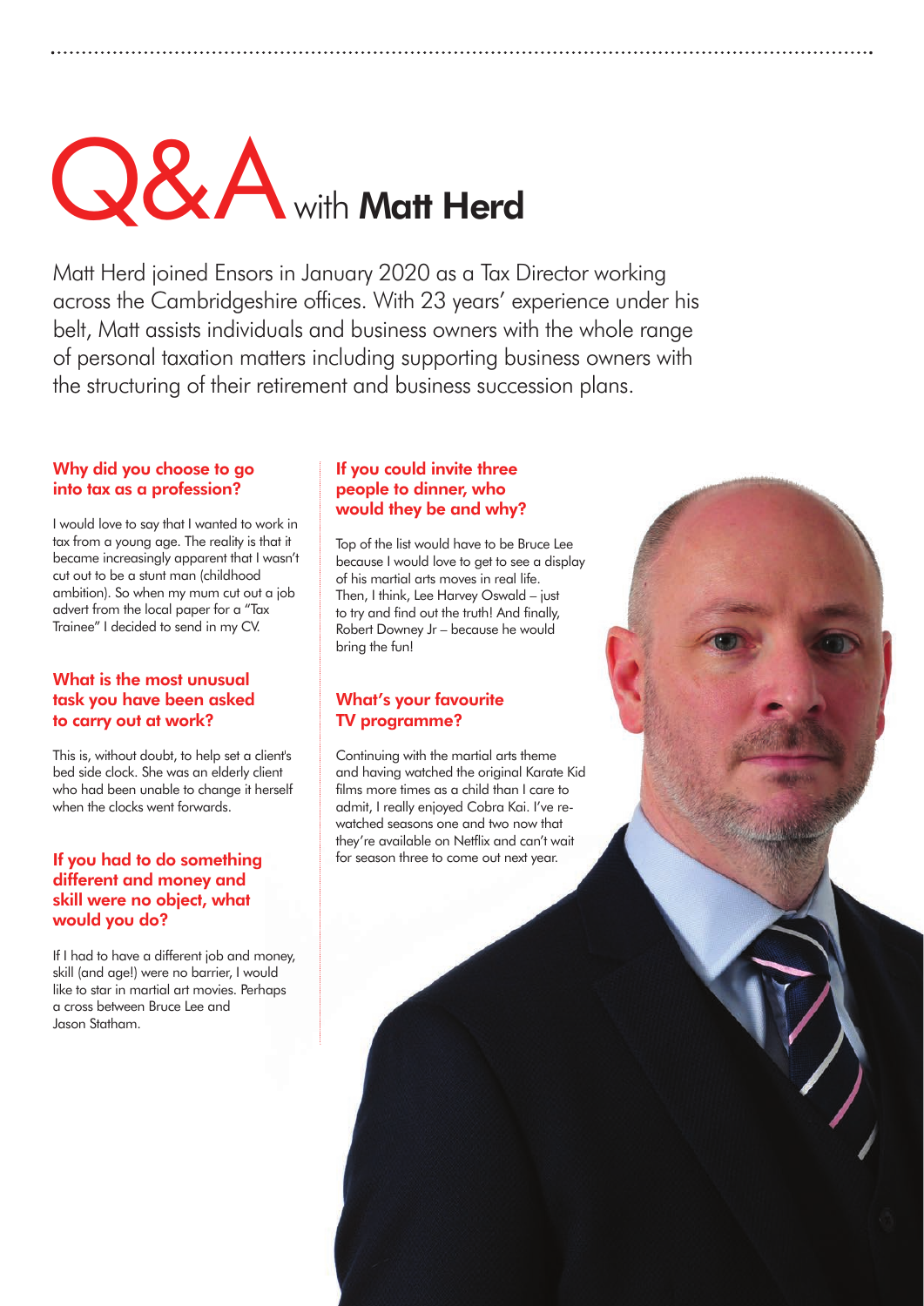# Q&A with **Matt Herd**

Matt Herd joined Ensors in January 2020 as a Tax Director working across the Cambridgeshire offices. With 23 years' experience under his belt, Matt assists individuals and business owners with the whole range of personal taxation matters including supporting business owners with the structuring of their retirement and business succession plans.

### Why did you choose to go into tax as a profession?

I would love to say that I wanted to work in tax from a young age. The reality is that it became increasingly apparent that I wasn't cut out to be a stunt man (childhood ambition). So when my mum cut out a job advert from the local paper for a "Tax Trainee" I decided to send in my CV.

### What is the most unusual task you have been asked to carry out at work?

This is, without doubt, to help set a client's bed side clock. She was an elderly client who had been unable to change it herself when the clocks went forwards.

### If you had to do something different and money and skill were no object, what would you do?

If I had to have a different job and money, skill (and age!) were no barrier, I would like to star in martial art movies. Perhaps a cross between Bruce Lee and Jason Statham.

### If you could invite three people to dinner, who would they be and why?

Top of the list would have to be Bruce Lee because I would love to get to see a display of his martial arts moves in real life. Then, I think, Lee Harvey Oswald – just to try and find out the truth! And finally, Robert Downey Jr – because he would bring the fun!

### What's your favourite TV programme?

Continuing with the martial arts theme and having watched the original Karate Kid films more times as a child than I care to admit, I really enjoyed Cobra Kai. I've re-watched seasons one and two now that they're available on Netflix and can't wait for season three to come out next year.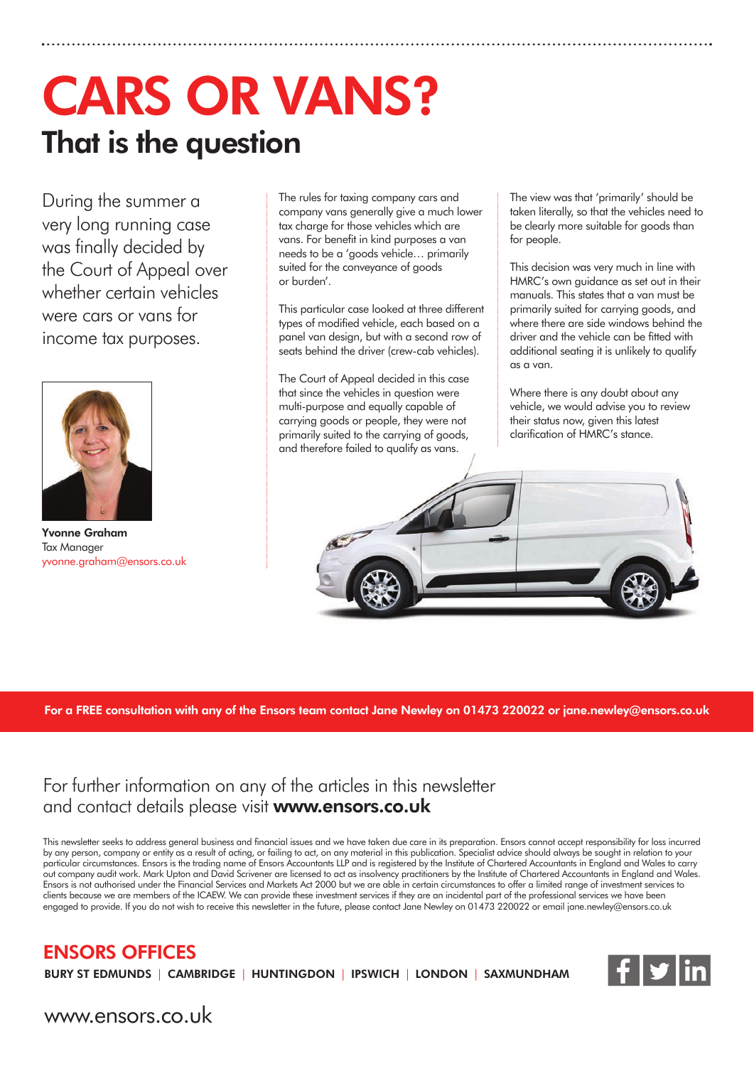# CARS OR VANS?

## That is the question

During the summer a very long running case was finally decided by the Court of Appeal over whether certain vehicles were cars or vans for income tax purposes.

**Yvonne Graham**
Tax Manager
yvonne.graham@ensors.co.uk

The rules for taxing company cars and company vans generally give a much lower tax charge for those vehicles which are vans. For benefit in kind purposes a van needs to be a 'goods vehicle… primarily suited for the conveyance of goods or burden'.

This particular case looked at three different types of modified vehicle, each based on a panel van design, but with a second row of seats behind the driver (crew-cab vehicles).

The Court of Appeal decided in this case that since the vehicles in question were multi-purpose and equally capable of carrying goods or people, they were not primarily suited to the carrying of goods, and therefore failed to qualify as vans.

The view was that 'primarily' should be taken literally, so that the vehicles need to be clearly more suitable for goods than for people.

This decision was very much in line with HMRC's own guidance as set out in their manuals. This states that a van must be primarily suited for carrying goods, and where there are side windows behind the driver and the vehicle can be fitted with additional seating it is unlikely to qualify as a van.

Where there is any doubt about any vehicle, we would advise you to review their status now, given this latest clarification of HMRC's stance.

**For a FREE consultation with any of the Ensors team contact Jane Newley on 01473 220022 or jane.newley@ensors.co.uk**

For further information on any of the articles in this newsletter and contact details please visit **www.ensors.co.uk**

This newsletter seeks to address general business and financial issues and we have taken due care in its preparation. Ensors cannot accept responsibility for loss incurred by any person, company or entity as a result of acting, or failing to act, on any material in this publication. Specialist advice should always be sought in relation to your particular circumstances. Ensors is the trading name of Ensors Accountants LLP and is registered by the Institute of Chartered Accountants in England and Wales to carry out company audit work. Mark Upton and David Scrivener are licensed to act as insolvency practitioners by the Institute of Chartered Accountants in England and Wales. Ensors is not authorised under the Financial Services and Markets Act 2000 but we are able in certain circumstances to offer a limited range of investment services to clients because we are members of the ICAEW. We can provide these investment services if they are an incidental part of the professional services we have been engaged to provide. If you do not wish to receive this newsletter in the future, please contact Jane Newley on 01473 220022 or email jane.newley@ensors.co.uk

## ENSORS OFFICES

BURY ST EDMUNDS | CAMBRIDGE | HUNTINGDON | IPSWICH | LONDON | SAXMUNDHAM

www.ensors.co.uk